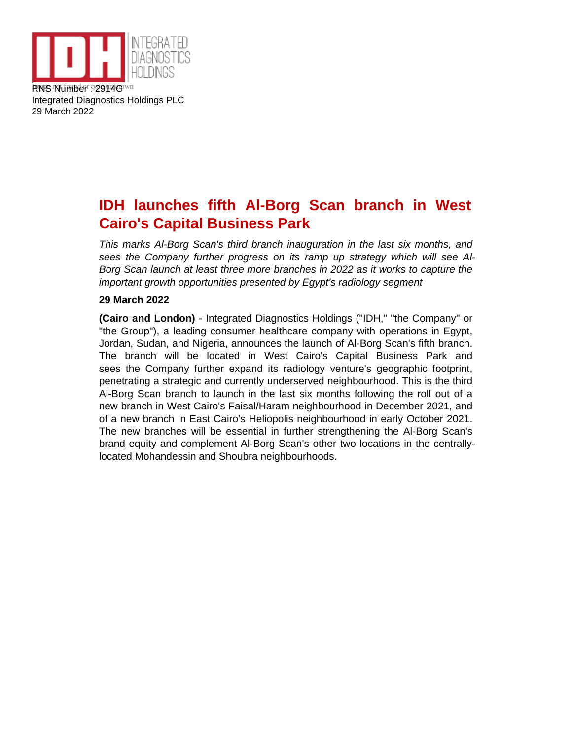RNS Number : 2914G
Integrated Diagnostics Holdings PLC
29 March 2022

# IDH launches fifth Al-Borg Scan branch in West Cairo's Capital Business Park

*This marks Al-Borg Scan's third branch inauguration in the last six months, and sees the Company further progress on its ramp up strategy which will see Al-Borg Scan launch at least three more branches in 2022 as it works to capture the important growth opportunities presented by Egypt's radiology segment*

**29 March 2022**

**(Cairo and London)** - Integrated Diagnostics Holdings ("IDH," "the Company" or "the Group"), a leading consumer healthcare company with operations in Egypt, Jordan, Sudan, and Nigeria, announces the launch of Al-Borg Scan's fifth branch. The branch will be located in West Cairo's Capital Business Park and sees the Company further expand its radiology venture's geographic footprint, penetrating a strategic and currently underserved neighbourhood. This is the third Al-Borg Scan branch to launch in the last six months following the roll out of a new branch in West Cairo's Faisal/Haram neighbourhood in December 2021, and of a new branch in East Cairo's Heliopolis neighbourhood in early October 2021. The new branches will be essential in further strengthening the Al-Borg Scan's brand equity and complement Al-Borg Scan's other two locations in the centrally-located Mohandessin and Shoubra neighbourhoods.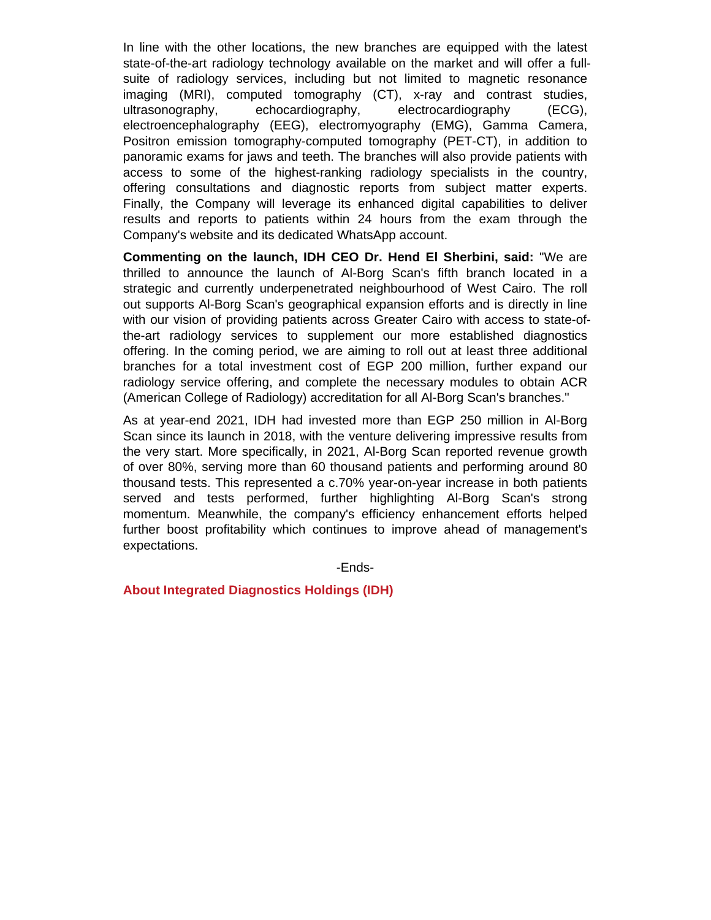In line with the other locations, the new branches are equipped with the latest state-of-the-art radiology technology available on the market and will offer a full-suite of radiology services, including but not limited to magnetic resonance imaging (MRI), computed tomography (CT), x-ray and contrast studies, ultrasonography, echocardiography, electrocardiography (ECG), electroencephalography (EEG), electromyography (EMG), Gamma Camera, Positron emission tomography-computed tomography (PET-CT), in addition to panoramic exams for jaws and teeth. The branches will also provide patients with access to some of the highest-ranking radiology specialists in the country, offering consultations and diagnostic reports from subject matter experts. Finally, the Company will leverage its enhanced digital capabilities to deliver results and reports to patients within 24 hours from the exam through the Company's website and its dedicated WhatsApp account.

**Commenting on the launch, IDH CEO Dr. Hend El Sherbini, said:** "We are thrilled to announce the launch of Al-Borg Scan's fifth branch located in a strategic and currently underpenetrated neighbourhood of West Cairo. The roll out supports Al-Borg Scan's geographical expansion efforts and is directly in line with our vision of providing patients across Greater Cairo with access to state-of-the-art radiology services to supplement our more established diagnostics offering. In the coming period, we are aiming to roll out at least three additional branches for a total investment cost of EGP 200 million, further expand our radiology service offering, and complete the necessary modules to obtain ACR (American College of Radiology) accreditation for all Al-Borg Scan's branches."

As at year-end 2021, IDH had invested more than EGP 250 million in Al-Borg Scan since its launch in 2018, with the venture delivering impressive results from the very start. More specifically, in 2021, Al-Borg Scan reported revenue growth of over 80%, serving more than 60 thousand patients and performing around 80 thousand tests. This represented a c.70% year-on-year increase in both patients served and tests performed, further highlighting Al-Borg Scan's strong momentum. Meanwhile, the company's efficiency enhancement efforts helped further boost profitability which continues to improve ahead of management's expectations.

-Ends-

## About Integrated Diagnostics Holdings (IDH)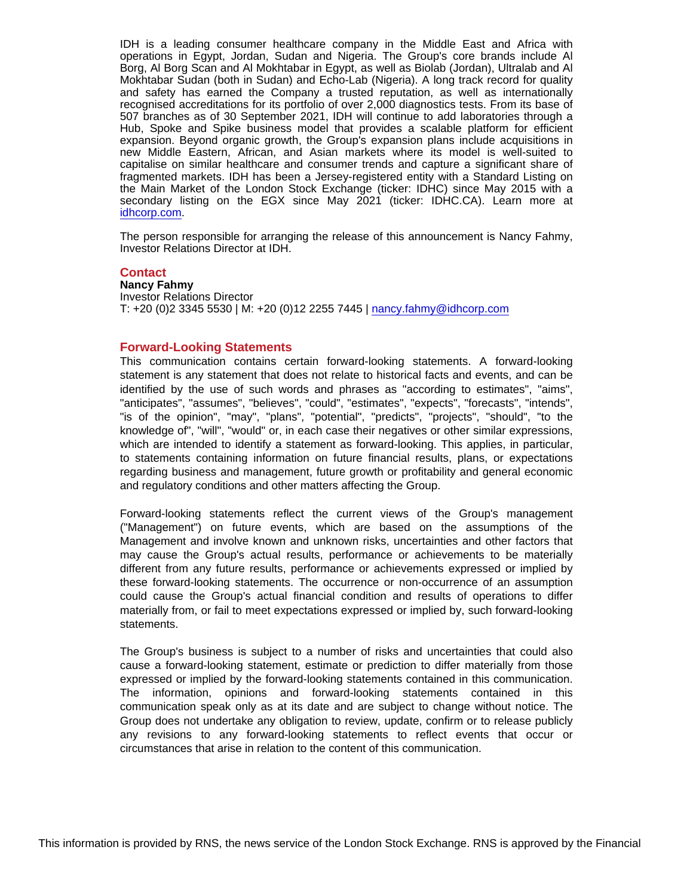IDH is a leading consumer healthcare company in the Middle East and Africa with operations in Egypt, Jordan, Sudan and Nigeria. The Group's core brands include Al Borg, Al Borg Scan and Al Mokhtabar in Egypt, as well as Biolab (Jordan), Ultralab and Al Mokhtabar Sudan (both in Sudan) and Echo-Lab (Nigeria). A long track record for quality and safety has earned the Company a trusted reputation, as well as internationally recognised accreditations for its portfolio of over 2,000 diagnostics tests. From its base of 507 branches as of 30 September 2021, IDH will continue to add laboratories through a Hub, Spoke and Spike business model that provides a scalable platform for efficient expansion. Beyond organic growth, the Group's expansion plans include acquisitions in new Middle Eastern, African, and Asian markets where its model is well-suited to capitalise on similar healthcare and consumer trends and capture a significant share of fragmented markets. IDH has been a Jersey-registered entity with a Standard Listing on the Main Market of the London Stock Exchange (ticker: IDHC) since May 2015 with a secondary listing on the EGX since May 2021 (ticker: IDHC.CA). Learn more at idhcorp.com.

The person responsible for arranging the release of this announcement is Nancy Fahmy, Investor Relations Director at IDH.

## Contact

**Nancy Fahmy**
Investor Relations Director
T: +20 (0)2 3345 5530 | M: +20 (0)12 2255 7445 | nancy.fahmy@idhcorp.com

## Forward-Looking Statements

This communication contains certain forward-looking statements. A forward-looking statement is any statement that does not relate to historical facts and events, and can be identified by the use of such words and phrases as "according to estimates", "aims", "anticipates", "assumes", "believes", "could", "estimates", "expects", "forecasts", "intends", "is of the opinion", "may", "plans", "potential", "predicts", "projects", "should", "to the knowledge of", "will", "would" or, in each case their negatives or other similar expressions, which are intended to identify a statement as forward-looking. This applies, in particular, to statements containing information on future financial results, plans, or expectations regarding business and management, future growth or profitability and general economic and regulatory conditions and other matters affecting the Group.

Forward-looking statements reflect the current views of the Group's management ("Management") on future events, which are based on the assumptions of the Management and involve known and unknown risks, uncertainties and other factors that may cause the Group's actual results, performance or achievements to be materially different from any future results, performance or achievements expressed or implied by these forward-looking statements. The occurrence or non-occurrence of an assumption could cause the Group's actual financial condition and results of operations to differ materially from, or fail to meet expectations expressed or implied by, such forward-looking statements.

The Group's business is subject to a number of risks and uncertainties that could also cause a forward-looking statement, estimate or prediction to differ materially from those expressed or implied by the forward-looking statements contained in this communication. The information, opinions and forward-looking statements contained in this communication speak only as at its date and are subject to change without notice. The Group does not undertake any obligation to review, update, confirm or to release publicly any revisions to any forward-looking statements to reflect events that occur or circumstances that arise in relation to the content of this communication.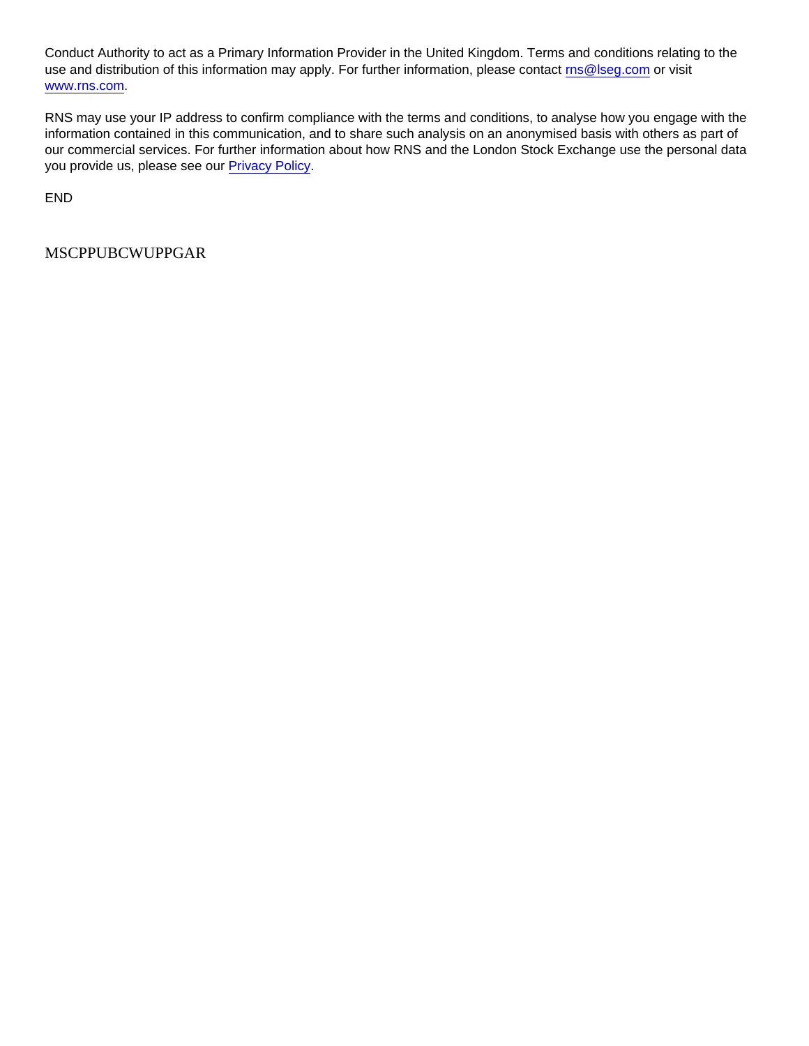Conduct Authority to act as a Primary Information Provider in the United Kingdom. Terms and conditions relating to the use and distribution of this information may apply. For further information, please contact rns@lseg.com or visit www.rns.com.

RNS may use your IP address to confirm compliance with the terms and conditions, to analyse how you engage with the information contained in this communication, and to share such analysis on an anonymised basis with others as part of our commercial services. For further information about how RNS and the London Stock Exchange use the personal data you provide us, please see our Privacy Policy.

END

MSCPPUBCWUPPGAR